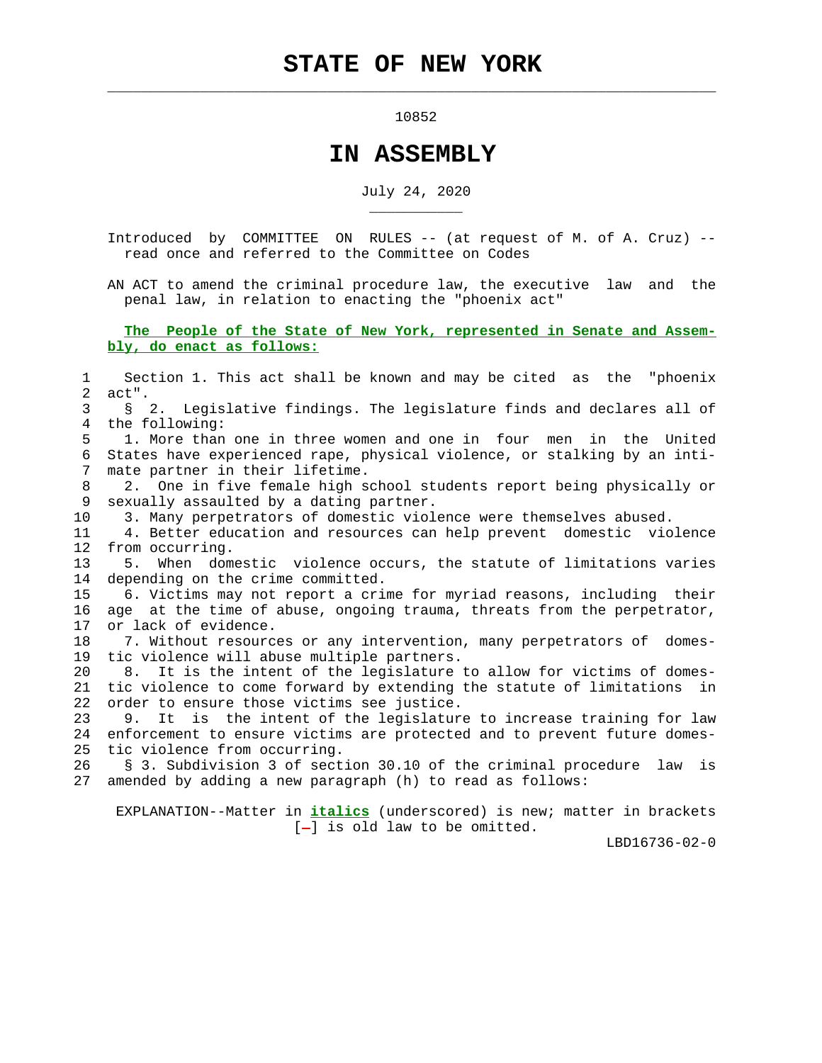# STATE OF NEW YORK

10852

# IN ASSEMBLY

July 24, 2020

Introduced by COMMITTEE ON RULES -- (at request of M. of A. Cruz) -- read once and referred to the Committee on Codes

AN ACT to amend the criminal procedure law, the executive law and the penal law, in relation to enacting the "phoenix act"

**The People of the State of New York, represented in Senate and Assembly, do enact as follows:**

Section 1. This act shall be known and may be cited as the "phoenix act".

§ 2. Legislative findings. The legislature finds and declares all of the following:

1. More than one in three women and one in four men in the United States have experienced rape, physical violence, or stalking by an intimate partner in their lifetime.

2. One in five female high school students report being physically or sexually assaulted by a dating partner.

3. Many perpetrators of domestic violence were themselves abused.

4. Better education and resources can help prevent domestic violence from occurring.

5. When domestic violence occurs, the statute of limitations varies depending on the crime committed.

6. Victims may not report a crime for myriad reasons, including their age at the time of abuse, ongoing trauma, threats from the perpetrator, or lack of evidence.

7. Without resources or any intervention, many perpetrators of domestic violence will abuse multiple partners.

8. It is the intent of the legislature to allow for victims of domestic violence to come forward by extending the statute of limitations in order to ensure those victims see justice.

9. It is the intent of the legislature to increase training for law enforcement to ensure victims are protected and to prevent future domestic violence from occurring.

§ 3. Subdivision 3 of section 30.10 of the criminal procedure law is amended by adding a new paragraph (h) to read as follows:

EXPLANATION--Matter in ***italics*** (underscored) is new; matter in brackets [-] is old law to be omitted.

LBD16736-02-0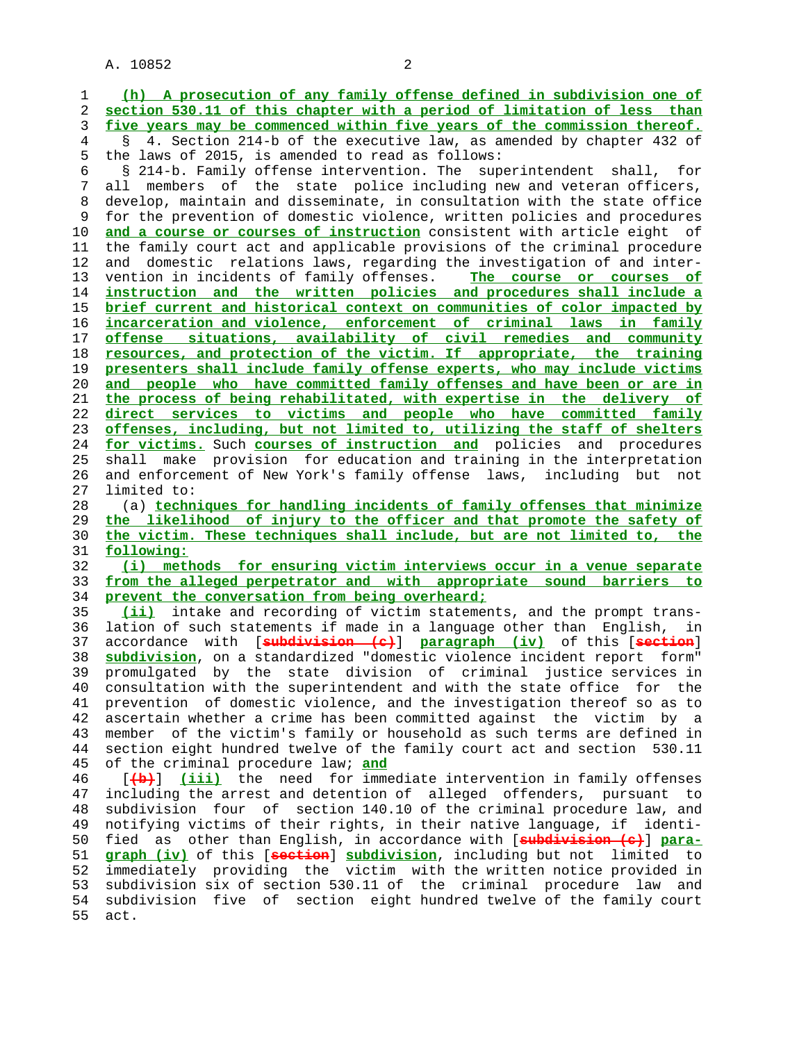(h) A prosecution of any family offense defined in subdivision one of section 530.11 of this chapter with a period of limitation of less than five years may be commenced within five years of the commission thereof.

§ 4. Section 214-b of the executive law, as amended by chapter 432 of the laws of 2015, is amended to read as follows:

§ 214-b. Family offense intervention. The superintendent shall, for all members of the state police including new and veteran officers, develop, maintain and disseminate, in consultation with the state office for the prevention of domestic violence, written policies and procedures and a course or courses of instruction consistent with article eight of the family court act and applicable provisions of the criminal procedure and domestic relations laws, regarding the investigation of and intervention in incidents of family offenses. The course or courses of instruction and the written policies and procedures shall include a brief current and historical context on communities of color impacted by incarceration and violence, enforcement of criminal laws in family offense situations, availability of civil remedies and community resources, and protection of the victim. If appropriate, the training presenters shall include family offense experts, who may include victims and people who have committed family offenses and have been or are in the process of being rehabilitated, with expertise in the delivery of direct services to victims and people who have committed family offenses, including, but not limited to, utilizing the staff of shelters for victims. Such courses of instruction and policies and procedures shall make provision for education and training in the interpretation and enforcement of New York's family offense laws, including but not limited to:

(a) techniques for handling incidents of family offenses that minimize the likelihood of injury to the officer and that promote the safety of the victim. These techniques shall include, but are not limited to, the following:

(i) methods for ensuring victim interviews occur in a venue separate from the alleged perpetrator and with appropriate sound barriers to prevent the conversation from being overheard;

(ii) intake and recording of victim statements, and the prompt translation of such statements if made in a language other than English, in accordance with [subdivision (c)] paragraph (iv) of this [section] subdivision, on a standardized "domestic violence incident report form" promulgated by the state division of criminal justice services in consultation with the superintendent and with the state office for the prevention of domestic violence, and the investigation thereof so as to ascertain whether a crime has been committed against the victim by a member of the victim's family or household as such terms are defined in section eight hundred twelve of the family court act and section 530.11 of the criminal procedure law; and

[(b)] (iii) the need for immediate intervention in family offenses including the arrest and detention of alleged offenders, pursuant to subdivision four of section 140.10 of the criminal procedure law, and notifying victims of their rights, in their native language, if identified as other than English, in accordance with [subdivision (c)] paragraph (iv) of this [section] subdivision, including but not limited to immediately providing the victim with the written notice provided in subdivision six of section 530.11 of the criminal procedure law and subdivision five of section eight hundred twelve of the family court act.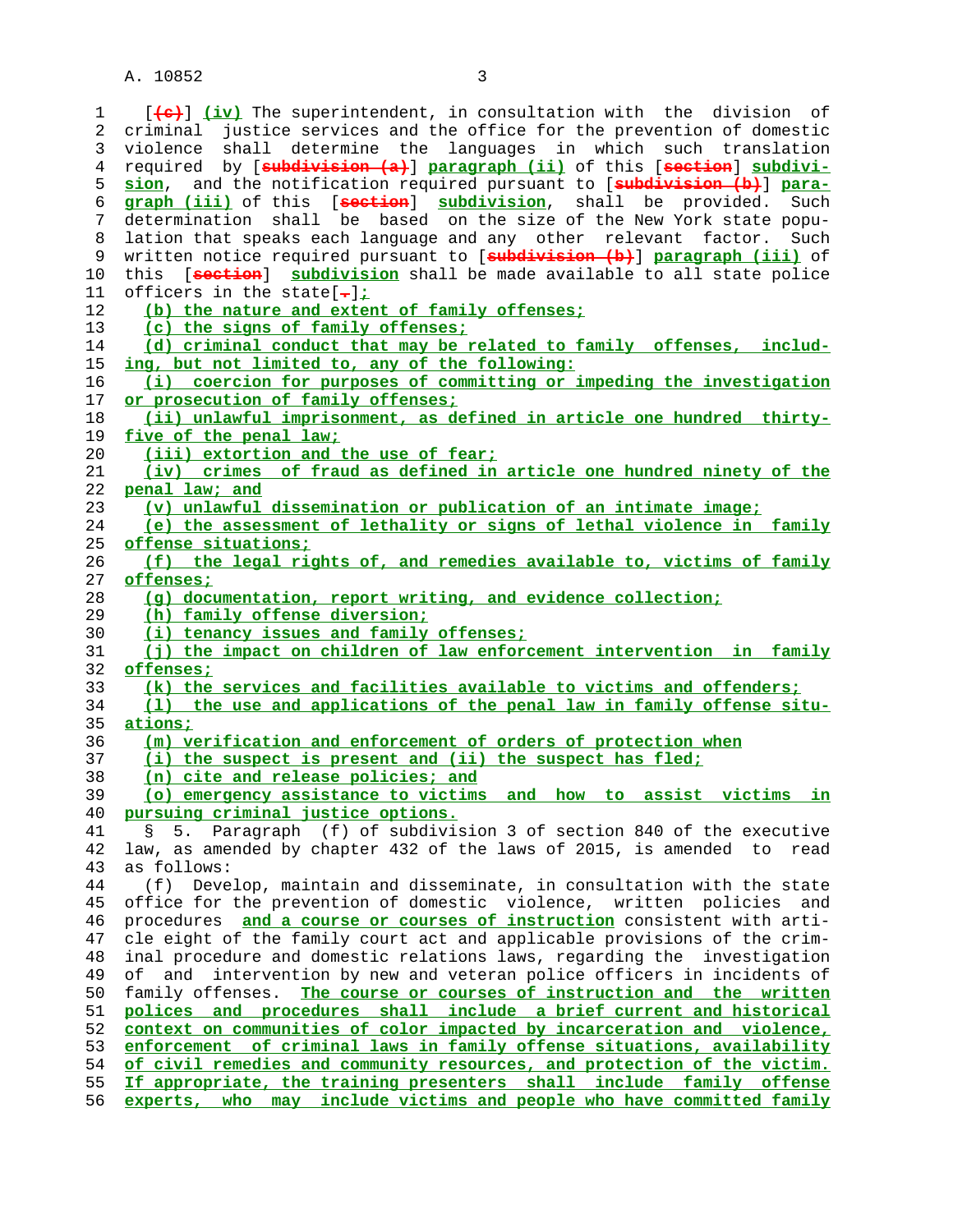[(c)] (iv) The superintendent, in consultation with the division of criminal justice services and the office for the prevention of domestic violence shall determine the languages in which such translation required by [subdivision (a)] paragraph (ii) of this [section] subdivision, and the notification required pursuant to [subdivision (b)] paragraph (iii) of this [section] subdivision, shall be provided. Such determination shall be based on the size of the New York state population that speaks each language and any other relevant factor. Such written notice required pursuant to [subdivision (b)] paragraph (iii) of this [section] subdivision shall be made available to all state police officers in the state[.];

(b) the nature and extent of family offenses;

(c) the signs of family offenses;

(d) criminal conduct that may be related to family offenses, including, but not limited to, any of the following:

(i) coercion for purposes of committing or impeding the investigation or prosecution of family offenses;

(ii) unlawful imprisonment, as defined in article one hundred thirty-five of the penal law;

(iii) extortion and the use of fear;

(iv) crimes of fraud as defined in article one hundred ninety of the penal law; and

(v) unlawful dissemination or publication of an intimate image;

(e) the assessment of lethality or signs of lethal violence in family offense situations;

(f) the legal rights of, and remedies available to, victims of family offenses;

(g) documentation, report writing, and evidence collection;

(h) family offense diversion;

(i) tenancy issues and family offenses;

(j) the impact on children of law enforcement intervention in family offenses;

(k) the services and facilities available to victims and offenders;

(l) the use and applications of the penal law in family offense situations;

(m) verification and enforcement of orders of protection when (i) the suspect is present and (ii) the suspect has fled;

(n) cite and release policies; and

(o) emergency assistance to victims and how to assist victims in pursuing criminal justice options.

§ 5. Paragraph (f) of subdivision 3 of section 840 of the executive law, as amended by chapter 432 of the laws of 2015, is amended to read as follows:

(f) Develop, maintain and disseminate, in consultation with the state office for the prevention of domestic violence, written policies and procedures and a course or courses of instruction consistent with article eight of the family court act and applicable provisions of the criminal procedure and domestic relations laws, regarding the investigation of and intervention by new and veteran police officers in incidents of family offenses. The course or courses of instruction and the written polices and procedures shall include a brief current and historical context on communities of color impacted by incarceration and violence, enforcement of criminal laws in family offense situations, availability of civil remedies and community resources, and protection of the victim. If appropriate, the training presenters shall include family offense experts, who may include victims and people who have committed family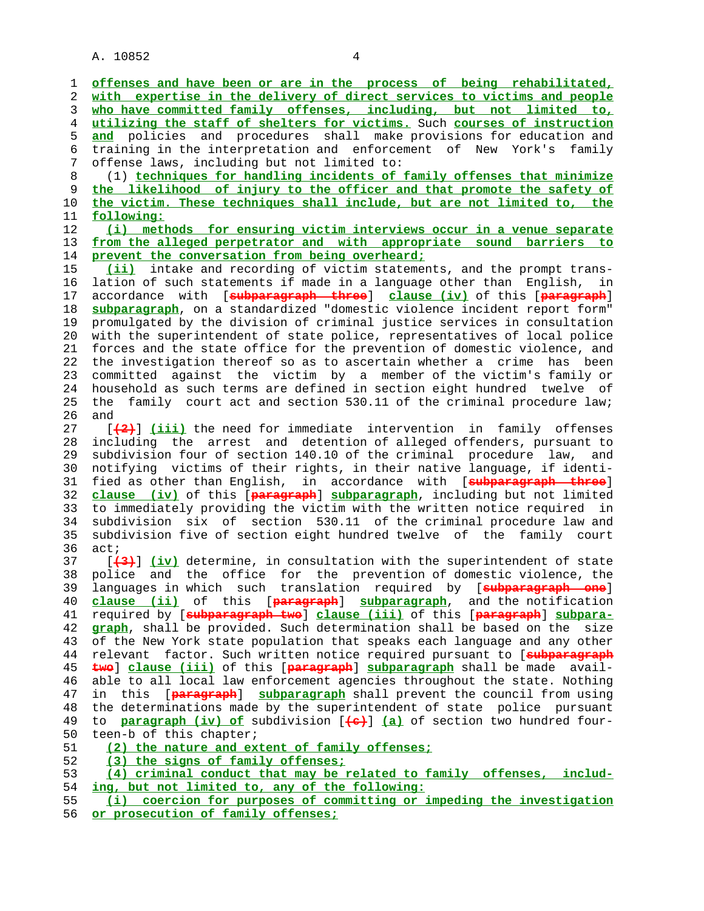offenses and have been or are in the process of being rehabilitated, with expertise in the delivery of direct services to victims and people who have committed family offenses, including, but not limited to, utilizing the staff of shelters for victims. Such courses of instruction and policies and procedures shall make provisions for education and training in the interpretation and enforcement of New York's family offense laws, including but not limited to:

(1) techniques for handling incidents of family offenses that minimize the likelihood of injury to the officer and that promote the safety of the victim. These techniques shall include, but are not limited to, the following:

(i) methods for ensuring victim interviews occur in a venue separate from the alleged perpetrator and with appropriate sound barriers to prevent the conversation from being overheard;

(ii) intake and recording of victim statements, and the prompt translation of such statements if made in a language other than English, in accordance with [subparagraph three] clause (iv) of this [paragraph] subparagraph, on a standardized "domestic violence incident report form" promulgated by the division of criminal justice services in consultation with the superintendent of state police, representatives of local police forces and the state office for the prevention of domestic violence, and the investigation thereof so as to ascertain whether a crime has been committed against the victim by a member of the victim's family or household as such terms are defined in section eight hundred twelve of the family court act and section 530.11 of the criminal procedure law; and

[(2)] (iii) the need for immediate intervention in family offenses including the arrest and detention of alleged offenders, pursuant to subdivision four of section 140.10 of the criminal procedure law, and notifying victims of their rights, in their native language, if identified as other than English, in accordance with [subparagraph three] clause (iv) of this [paragraph] subparagraph, including but not limited to immediately providing the victim with the written notice required in subdivision six of section 530.11 of the criminal procedure law and subdivision five of section eight hundred twelve of the family court act;

[(3)] (iv) determine, in consultation with the superintendent of state police and the office for the prevention of domestic violence, the languages in which such translation required by [subparagraph one] clause (ii) of this [paragraph] subparagraph, and the notification required by [subparagraph two] clause (iii) of this [paragraph] subparagraph, shall be provided. Such determination shall be based on the size of the New York state population that speaks each language and any other relevant factor. Such written notice required pursuant to [subparagraph two] clause (iii) of this [paragraph] subparagraph shall be made available to all local law enforcement agencies throughout the state. Nothing in this [paragraph] subparagraph shall prevent the council from using the determinations made by the superintendent of state police pursuant to paragraph (iv) of subdivision [(c)] (a) of section two hundred fourteen-b of this chapter;

(2) the nature and extent of family offenses;

(3) the signs of family offenses;

(4) criminal conduct that may be related to family offenses, including, but not limited to, any of the following:

(i) coercion for purposes of committing or impeding the investigation or prosecution of family offenses;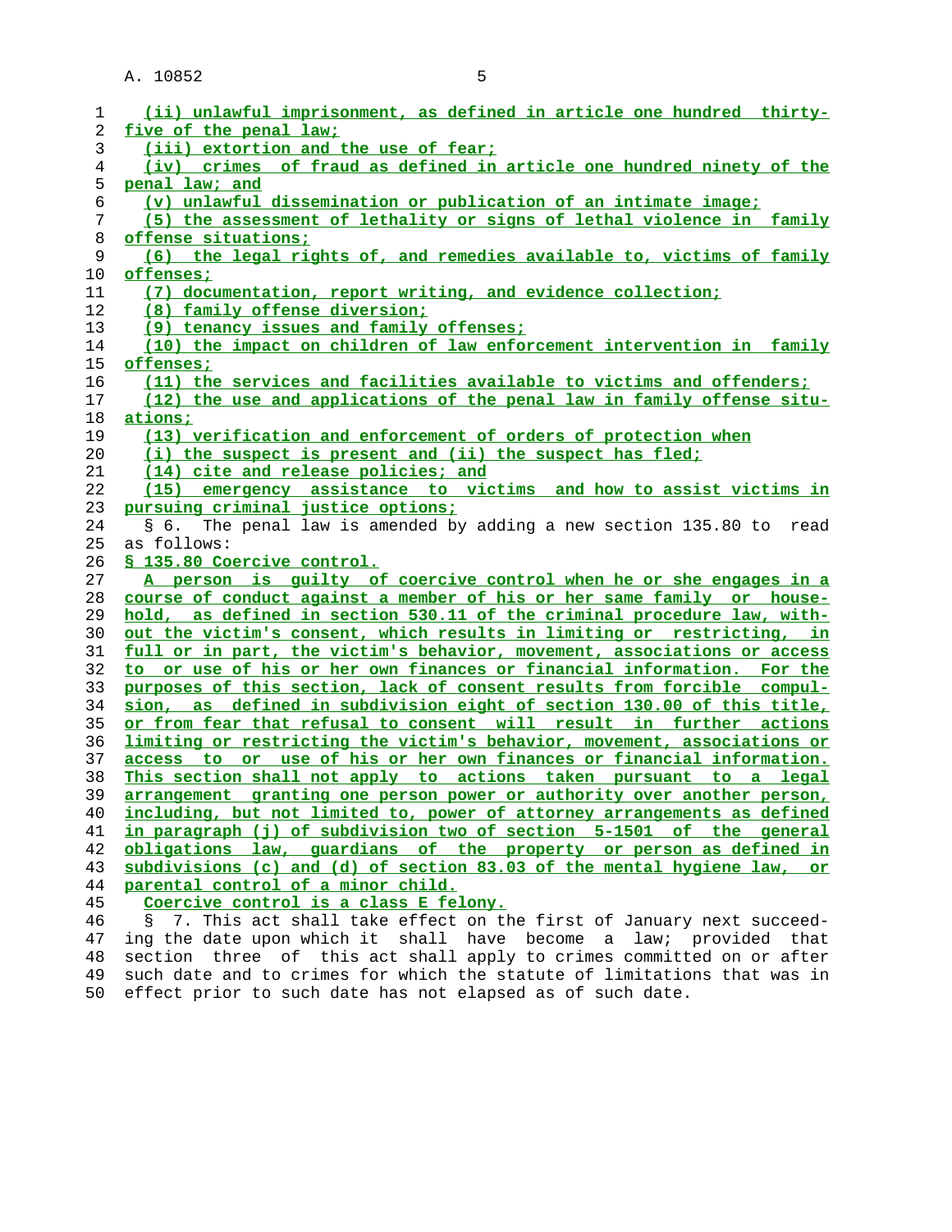(ii) unlawful imprisonment, as defined in article one hundred thirty-five of the penal law;

(iii) extortion and the use of fear;

(iv) crimes of fraud as defined in article one hundred ninety of the penal law; and

(v) unlawful dissemination or publication of an intimate image;

(5) the assessment of lethality or signs of lethal violence in family offense situations;

(6) the legal rights of, and remedies available to, victims of family offenses;

(7) documentation, report writing, and evidence collection;

(8) family offense diversion;

(9) tenancy issues and family offenses;

(10) the impact on children of law enforcement intervention in family offenses;

(11) the services and facilities available to victims and offenders;

(12) the use and applications of the penal law in family offense situations;

(13) verification and enforcement of orders of protection when (i) the suspect is present and (ii) the suspect has fled;

(14) cite and release policies; and

(15) emergency assistance to victims and how to assist victims in pursuing criminal justice options;

§ 6. The penal law is amended by adding a new section 135.80 to read as follows:

§ 135.80 Coercive control.

A person is guilty of coercive control when he or she engages in a course of conduct against a member of his or her same family or household, as defined in section 530.11 of the criminal procedure law, without the victim's consent, which results in limiting or restricting, in full or in part, the victim's behavior, movement, associations or access to or use of his or her own finances or financial information. For the purposes of this section, lack of consent results from forcible compulsion, as defined in subdivision eight of section 130.00 of this title, or from fear that refusal to consent will result in further actions limiting or restricting the victim's behavior, movement, associations or access to or use of his or her own finances or financial information. This section shall not apply to actions taken pursuant to a legal arrangement granting one person power or authority over another person, including, but not limited to, power of attorney arrangements as defined in paragraph (j) of subdivision two of section 5-1501 of the general obligations law, guardians of the property or person as defined in subdivisions (c) and (d) of section 83.03 of the mental hygiene law, or parental control of a minor child.

Coercive control is a class E felony.

§ 7. This act shall take effect on the first of January next succeeding the date upon which it shall have become a law; provided that section three of this act shall apply to crimes committed on or after such date and to crimes for which the statute of limitations that was in effect prior to such date has not elapsed as of such date.